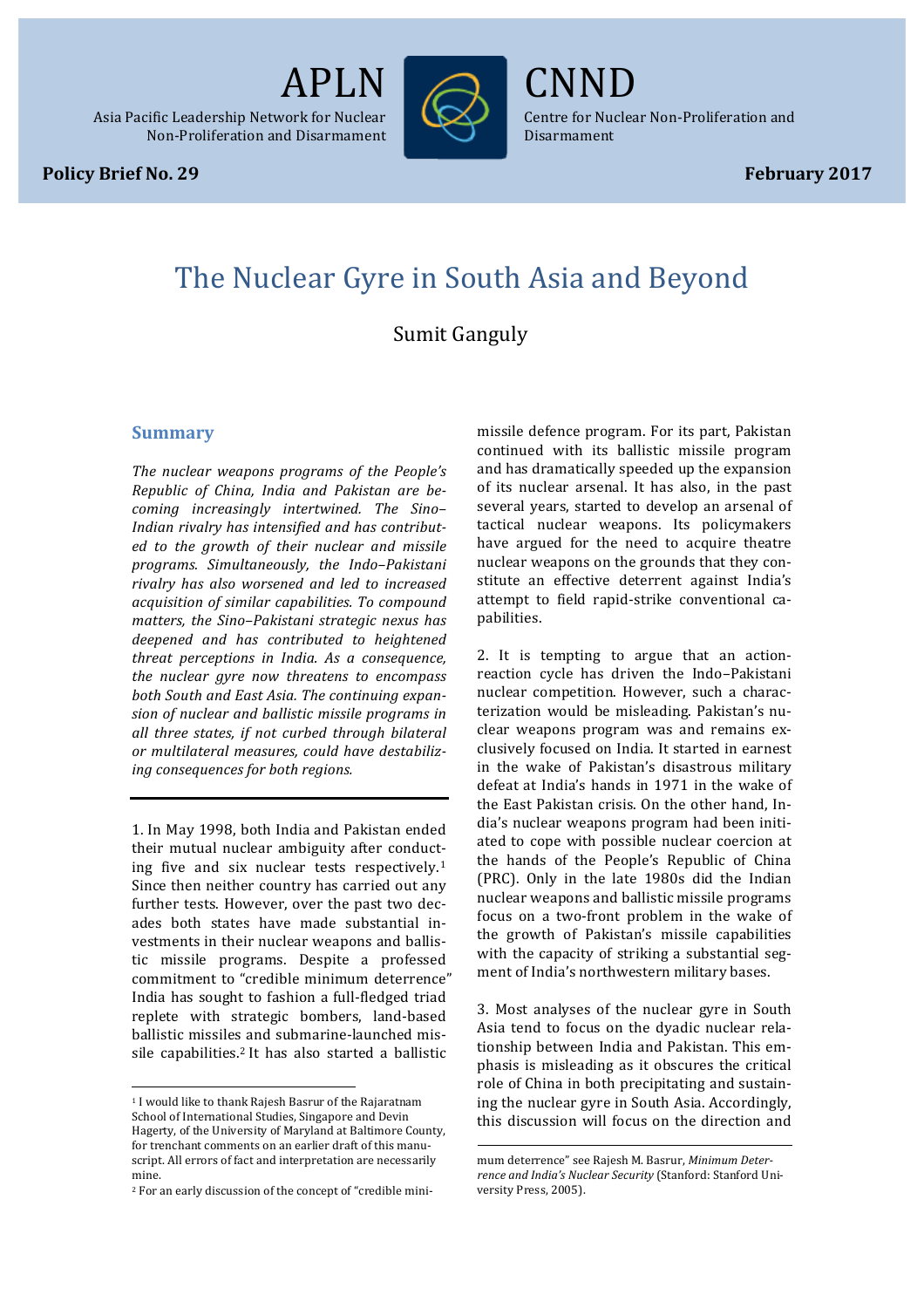APLN

Asia Pacific Leadership Network for Nuclear Non-Proliferation and Disarmament

CNND

Centre for Nuclear Non-Proliferation and Disarmament

**Policy Brief No. 29** **February 2017**

# The Nuclear Gyre in South Asia and Beyond

Sumit Ganguly

## Summary

*The nuclear weapons programs of the People's Republic of China, India and Pakistan are becoming increasingly intertwined. The Sino–Indian rivalry has intensified and has contributed to the growth of their nuclear and missile programs. Simultaneously, the Indo–Pakistani rivalry has also worsened and led to increased acquisition of similar capabilities. To compound matters, the Sino–Pakistani strategic nexus has deepened and has contributed to heightened threat perceptions in India. As a consequence, the nuclear gyre now threatens to encompass both South and East Asia. The continuing expansion of nuclear and ballistic missile programs in all three states, if not curbed through bilateral or multilateral measures, could have destabilizing consequences for both regions.*

---

1. In May 1998, both India and Pakistan ended their mutual nuclear ambiguity after conducting five and six nuclear tests respectively.[1] Since then neither country has carried out any further tests. However, over the past two decades both states have made substantial investments in their nuclear weapons and ballistic missile programs. Despite a professed commitment to "credible minimum deterrence" India has sought to fashion a full-fledged triad replete with strategic bombers, land-based ballistic missiles and submarine-launched missile capabilities.[2] It has also started a ballistic missile defence program. For its part, Pakistan continued with its ballistic missile program and has dramatically speeded up the expansion of its nuclear arsenal. It has also, in the past several years, started to develop an arsenal of tactical nuclear weapons. Its policymakers have argued for the need to acquire theatre nuclear weapons on the grounds that they constitute an effective deterrent against India's attempt to field rapid-strike conventional capabilities.

2. It is tempting to argue that an action-reaction cycle has driven the Indo–Pakistani nuclear competition. However, such a characterization would be misleading. Pakistan's nuclear weapons program was and remains exclusively focused on India. It started in earnest in the wake of Pakistan's disastrous military defeat at India's hands in 1971 in the wake of the East Pakistan crisis. On the other hand, India's nuclear weapons program had been initiated to cope with possible nuclear coercion at the hands of the People's Republic of China (PRC). Only in the late 1980s did the Indian nuclear weapons and ballistic missile programs focus on a two-front problem in the wake of the growth of Pakistan's missile capabilities with the capacity of striking a substantial segment of India's northwestern military bases.

3. Most analyses of the nuclear gyre in South Asia tend to focus on the dyadic nuclear relationship between India and Pakistan. This emphasis is misleading as it obscures the critical role of China in both precipitating and sustaining the nuclear gyre in South Asia. Accordingly, this discussion will focus on the direction and

---

[1] I would like to thank Rajesh Basrur of the Rajaratnam School of International Studies, Singapore and Devin Hagerty, of the University of Maryland at Baltimore County, for trenchant comments on an earlier draft of this manuscript. All errors of fact and interpretation are necessarily mine.

[2] For an early discussion of the concept of "credible minimum deterrence" see Rajesh M. Basrur, *Minimum Deterrence and India's Nuclear Security* (Stanford: Stanford University Press, 2005).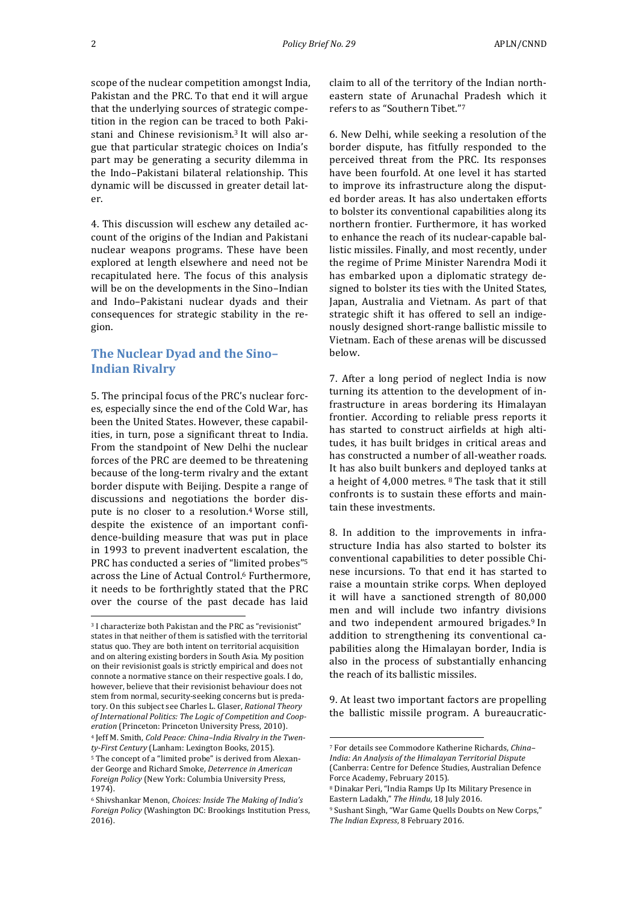scope of the nuclear competition amongst India, Pakistan and the PRC. To that end it will argue that the underlying sources of strategic competition in the region can be traced to both Pakistani and Chinese revisionism.[3] It will also argue that particular strategic choices on India's part may be generating a security dilemma in the Indo–Pakistani bilateral relationship. This dynamic will be discussed in greater detail later.

4. This discussion will eschew any detailed account of the origins of the Indian and Pakistani nuclear weapons programs. These have been explored at length elsewhere and need not be recapitulated here. The focus of this analysis will be on the developments in the Sino–Indian and Indo–Pakistani nuclear dyads and their consequences for strategic stability in the region.

## The Nuclear Dyad and the Sino–Indian Rivalry

5. The principal focus of the PRC's nuclear forces, especially since the end of the Cold War, has been the United States. However, these capabilities, in turn, pose a significant threat to India. From the standpoint of New Delhi the nuclear forces of the PRC are deemed to be threatening because of the long-term rivalry and the extant border dispute with Beijing. Despite a range of discussions and negotiations the border dispute is no closer to a resolution.[4] Worse still, despite the existence of an important confidence-building measure that was put in place in 1993 to prevent inadvertent escalation, the PRC has conducted a series of "limited probes"[5] across the Line of Actual Control.[6] Furthermore, it needs to be forthrightly stated that the PRC over the course of the past decade has laid claim to all of the territory of the Indian northeastern state of Arunachal Pradesh which it refers to as "Southern Tibet."[7]

6. New Delhi, while seeking a resolution of the border dispute, has fitfully responded to the perceived threat from the PRC. Its responses have been fourfold. At one level it has started to improve its infrastructure along the disputed border areas. It has also undertaken efforts to bolster its conventional capabilities along its northern frontier. Furthermore, it has worked to enhance the reach of its nuclear-capable ballistic missiles. Finally, and most recently, under the regime of Prime Minister Narendra Modi it has embarked upon a diplomatic strategy designed to bolster its ties with the United States, Japan, Australia and Vietnam. As part of that strategic shift it has offered to sell an indigenously designed short-range ballistic missile to Vietnam. Each of these arenas will be discussed below.

7. After a long period of neglect India is now turning its attention to the development of infrastructure in areas bordering its Himalayan frontier. According to reliable press reports it has started to construct airfields at high altitudes, it has built bridges in critical areas and has constructed a number of all-weather roads. It has also built bunkers and deployed tanks at a height of 4,000 metres.[8] The task that it still confronts is to sustain these efforts and maintain these investments.

8. In addition to the improvements in infrastructure India has also started to bolster its conventional capabilities to deter possible Chinese incursions. To that end it has started to raise a mountain strike corps. When deployed it will have a sanctioned strength of 80,000 men and will include two infantry divisions and two independent armoured brigades.[9] In addition to strengthening its conventional capabilities along the Himalayan border, India is also in the process of substantially enhancing the reach of its ballistic missiles.

9. At least two important factors are propelling the ballistic missile program. A bureaucratic-

---

[3] I characterize both Pakistan and the PRC as "revisionist" states in that neither of them is satisfied with the territorial status quo. They are both intent on territorial acquisition and on altering existing borders in South Asia. My position on their revisionist goals is strictly empirical and does not connote a normative stance on their respective goals. I do, however, believe that their revisionist behaviour does not stem from normal, security-seeking concerns but is predatory. On this subject see Charles L. Glaser, *Rational Theory of International Politics: The Logic of Competition and Cooperation* (Princeton: Princeton University Press, 2010).

[4] Jeff M. Smith, *Cold Peace: China–India Rivalry in the Twenty-First Century* (Lanham: Lexington Books, 2015).

[5] The concept of a "limited probe" is derived from Alexander George and Richard Smoke, *Deterrence in American Foreign Policy* (New York: Columbia University Press, 1974).

[6] Shivshankar Menon, *Choices: Inside The Making of India's Foreign Policy* (Washington DC: Brookings Institution Press, 2016).

[7] For details see Commodore Katherine Richards, *China–India: An Analysis of the Himalayan Territorial Dispute* (Canberra: Centre for Defence Studies, Australian Defence Force Academy, February 2015).

[8] Dinakar Peri, "India Ramps Up Its Military Presence in Eastern Ladakh," *The Hindu*, 18 July 2016.

[9] Sushant Singh, "War Game Quells Doubts on New Corps," *The Indian Express*, 8 February 2016.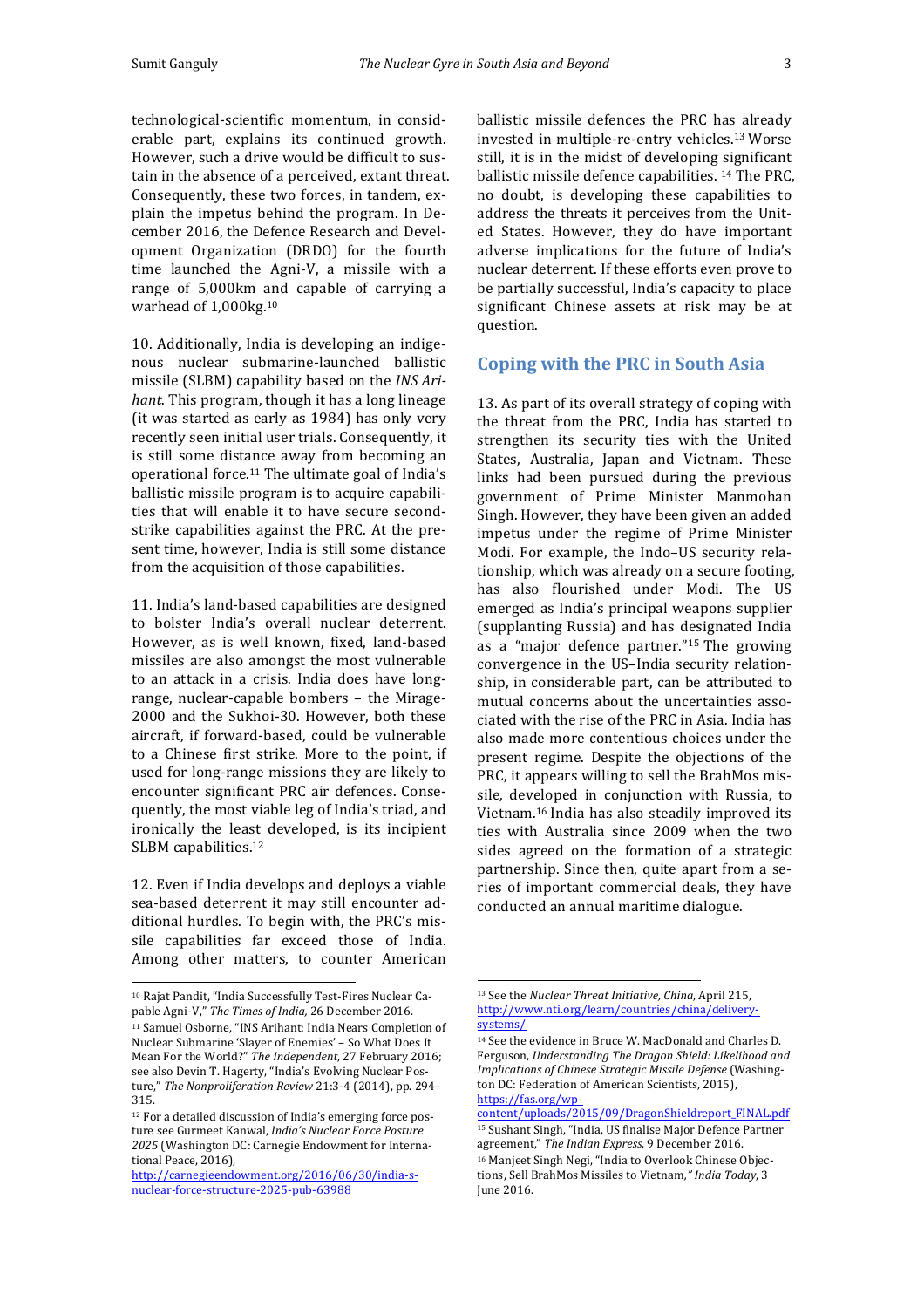technological-scientific momentum, in considerable part, explains its continued growth. However, such a drive would be difficult to sustain in the absence of a perceived, extant threat. Consequently, these two forces, in tandem, explain the impetus behind the program. In December 2016, the Defence Research and Development Organization (DRDO) for the fourth time launched the Agni-V, a missile with a range of 5,000km and capable of carrying a warhead of 1,000kg.[10]

10. Additionally, India is developing an indigenous nuclear submarine-launched ballistic missile (SLBM) capability based on the *INS Arihant*. This program, though it has a long lineage (it was started as early as 1984) has only very recently seen initial user trials. Consequently, it is still some distance away from becoming an operational force.[11] The ultimate goal of India's ballistic missile program is to acquire capabilities that will enable it to have secure second-strike capabilities against the PRC. At the present time, however, India is still some distance from the acquisition of those capabilities.

11. India's land-based capabilities are designed to bolster India's overall nuclear deterrent. However, as is well known, fixed, land-based missiles are also amongst the most vulnerable to an attack in a crisis. India does have long-range, nuclear-capable bombers – the Mirage-2000 and the Sukhoi-30. However, both these aircraft, if forward-based, could be vulnerable to a Chinese first strike. More to the point, if used for long-range missions they are likely to encounter significant PRC air defences. Consequently, the most viable leg of India's triad, and ironically the least developed, is its incipient SLBM capabilities.[12]

12. Even if India develops and deploys a viable sea-based deterrent it may still encounter additional hurdles. To begin with, the PRC's missile capabilities far exceed those of India. Among other matters, to counter American ballistic missile defences the PRC has already invested in multiple-re-entry vehicles.[13] Worse still, it is in the midst of developing significant ballistic missile defence capabilities.[14] The PRC, no doubt, is developing these capabilities to address the threats it perceives from the United States. However, they do have important adverse implications for the future of India's nuclear deterrent. If these efforts even prove to be partially successful, India's capacity to place significant Chinese assets at risk may be at question.

## Coping with the PRC in South Asia

13. As part of its overall strategy of coping with the threat from the PRC, India has started to strengthen its security ties with the United States, Australia, Japan and Vietnam. These links had been pursued during the previous government of Prime Minister Manmohan Singh. However, they have been given an added impetus under the regime of Prime Minister Modi. For example, the Indo–US security relationship, which was already on a secure footing, has also flourished under Modi. The US emerged as India's principal weapons supplier (supplanting Russia) and has designated India as a "major defence partner."[15] The growing convergence in the US–India security relationship, in considerable part, can be attributed to mutual concerns about the uncertainties associated with the rise of the PRC in Asia. India has also made more contentious choices under the present regime. Despite the objections of the PRC, it appears willing to sell the BrahMos missile, developed in conjunction with Russia, to Vietnam.[16] India has also steadily improved its ties with Australia since 2009 when the two sides agreed on the formation of a strategic partnership. Since then, quite apart from a series of important commercial deals, they have conducted an annual maritime dialogue.

---

[10] Rajat Pandit, "India Successfully Test-Fires Nuclear Capable Agni-V," *The Times of India*, 26 December 2016.

[11] Samuel Osborne, "INS Arihant: India Nears Completion of Nuclear Submarine 'Slayer of Enemies' – So What Does It Mean For the World?" *The Independent*, 27 February 2016; see also Devin T. Hagerty, "India's Evolving Nuclear Posture," *The Nonproliferation Review* 21:3-4 (2014), pp. 294–315.

[12] For a detailed discussion of India's emerging force posture see Gurmeet Kanwal, *India's Nuclear Force Posture 2025* (Washington DC: Carnegie Endowment for International Peace, 2016), http://carnegieendowment.org/2016/06/30/india-s-nuclear-force-structure-2025-pub-63988

[13] See the *Nuclear Threat Initiative, China*, April 215, http://www.nti.org/learn/countries/china/delivery-systems/

[14] See the evidence in Bruce W. MacDonald and Charles D. Ferguson, *Understanding The Dragon Shield: Likelihood and Implications of Chinese Strategic Missile Defense* (Washington DC: Federation of American Scientists, 2015), https://fas.org/wp-content/uploads/2015/09/DragonShieldreport_FINAL.pdf

[15] Sushant Singh, "India, US finalise Major Defence Partner agreement," *The Indian Express*, 9 December 2016.

[16] Manjeet Singh Negi, "India to Overlook Chinese Objections, Sell BrahMos Missiles to Vietnam," *India Today*, 3 June 2016.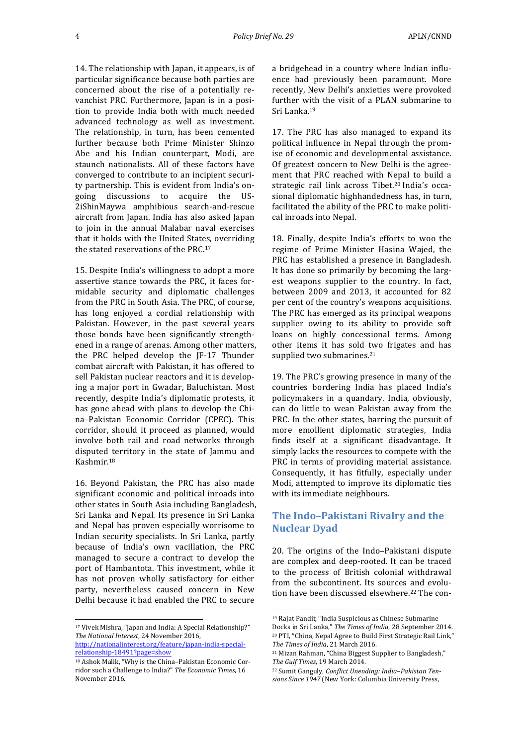14. The relationship with Japan, it appears, is of particular significance because both parties are concerned about the rise of a potentially revanchist PRC. Furthermore, Japan is in a position to provide India both with much needed advanced technology as well as investment. The relationship, in turn, has been cemented further because both Prime Minister Shinzo Abe and his Indian counterpart, Modi, are staunch nationalists. All of these factors have converged to contribute to an incipient security partnership. This is evident from India's ongoing discussions to acquire the US-2iShinMaywa amphibious search-and-rescue aircraft from Japan. India has also asked Japan to join in the annual Malabar naval exercises that it holds with the United States, overriding the stated reservations of the PRC.[17]

15. Despite India's willingness to adopt a more assertive stance towards the PRC, it faces formidable security and diplomatic challenges from the PRC in South Asia. The PRC, of course, has long enjoyed a cordial relationship with Pakistan. However, in the past several years those bonds have been significantly strengthened in a range of arenas. Among other matters, the PRC helped develop the JF-17 Thunder combat aircraft with Pakistan, it has offered to sell Pakistan nuclear reactors and it is developing a major port in Gwadar, Baluchistan. Most recently, despite India's diplomatic protests, it has gone ahead with plans to develop the China–Pakistan Economic Corridor (CPEC). This corridor, should it proceed as planned, would involve both rail and road networks through disputed territory in the state of Jammu and Kashmir.[18]

16. Beyond Pakistan, the PRC has also made significant economic and political inroads into other states in South Asia including Bangladesh, Sri Lanka and Nepal. Its presence in Sri Lanka and Nepal has proven especially worrisome to Indian security specialists. In Sri Lanka, partly because of India's own vacillation, the PRC managed to secure a contract to develop the port of Hambantota. This investment, while it has not proven wholly satisfactory for either party, nevertheless caused concern in New Delhi because it had enabled the PRC to secure a bridgehead in a country where Indian influence had previously been paramount. More recently, New Delhi's anxieties were provoked further with the visit of a PLAN submarine to Sri Lanka.[19]

17. The PRC has also managed to expand its political influence in Nepal through the promise of economic and developmental assistance. Of greatest concern to New Delhi is the agreement that PRC reached with Nepal to build a strategic rail link across Tibet.[20] India's occasional diplomatic highhandedness has, in turn, facilitated the ability of the PRC to make political inroads into Nepal.

18. Finally, despite India's efforts to woo the regime of Prime Minister Hasina Wajed, the PRC has established a presence in Bangladesh. It has done so primarily by becoming the largest weapons supplier to the country. In fact, between 2009 and 2013, it accounted for 82 per cent of the country's weapons acquisitions. The PRC has emerged as its principal weapons supplier owing to its ability to provide soft loans on highly concessional terms. Among other items it has sold two frigates and has supplied two submarines.[21]

19. The PRC's growing presence in many of the countries bordering India has placed India's policymakers in a quandary. India, obviously, can do little to wean Pakistan away from the PRC. In the other states, barring the pursuit of more emollient diplomatic strategies, India finds itself at a significant disadvantage. It simply lacks the resources to compete with the PRC in terms of providing material assistance. Consequently, it has fitfully, especially under Modi, attempted to improve its diplomatic ties with its immediate neighbours.

## The Indo–Pakistani Rivalry and the Nuclear Dyad

20. The origins of the Indo–Pakistani dispute are complex and deep-rooted. It can be traced to the process of British colonial withdrawal from the subcontinent. Its sources and evolution have been discussed elsewhere.[22] The con-

---

[17] Vivek Mishra, "Japan and India: A Special Relationship?" *The National Interest*, 24 November 2016, http://nationalinterest.org/feature/japan-india-special-relationship-18491?page=show

[18] Ashok Malik, "Why is the China–Pakistan Economic Corridor such a Challenge to India?" *The Economic Times*, 16 November 2016.

[19] Rajat Pandit, "India Suspicious as Chinese Submarine Docks in Sri Lanka," *The Times of India*, 28 September 2014.

[20] PTI, "China, Nepal Agree to Build First Strategic Rail Link," *The Times of India*, 21 March 2016.

[21] Mizan Rahman, "China Biggest Supplier to Bangladesh," *The Gulf Times*, 19 March 2014.

[22] Sumit Ganguly, *Conflict Unending: India–Pakistan Tensions Since 1947* (New York: Columbia University Press,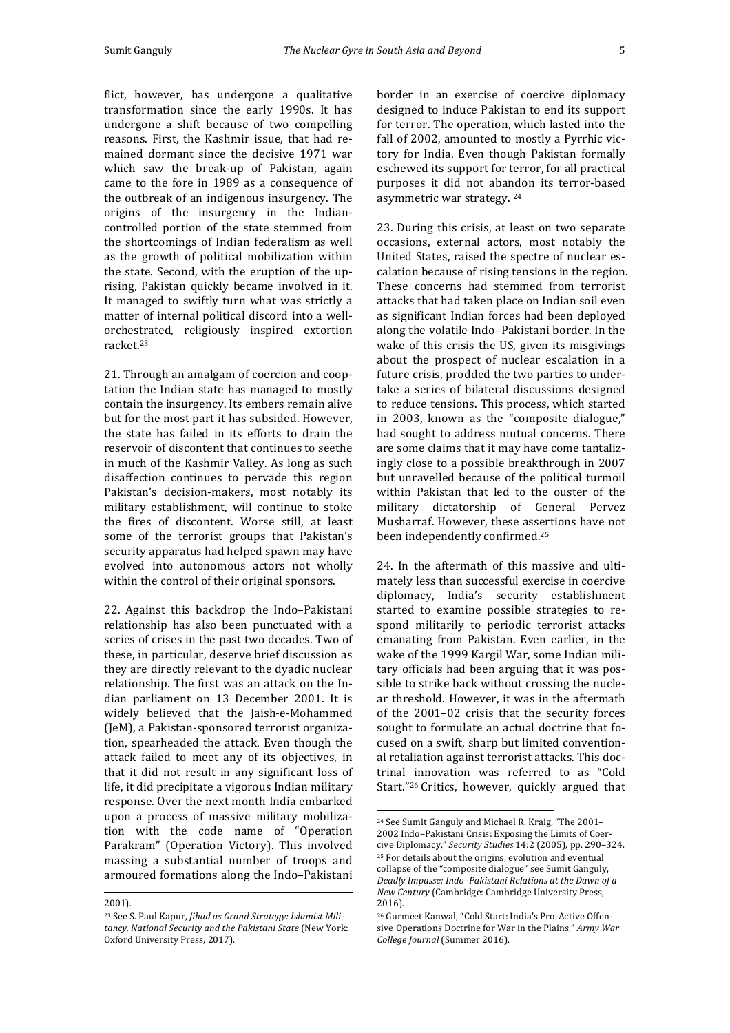flict, however, has undergone a qualitative transformation since the early 1990s. It has undergone a shift because of two compelling reasons. First, the Kashmir issue, that had remained dormant since the decisive 1971 war which saw the break-up of Pakistan, again came to the fore in 1989 as a consequence of the outbreak of an indigenous insurgency. The origins of the insurgency in the Indian-controlled portion of the state stemmed from the shortcomings of Indian federalism as well as the growth of political mobilization within the state. Second, with the eruption of the uprising, Pakistan quickly became involved in it. It managed to swiftly turn what was strictly a matter of internal political discord into a well-orchestrated, religiously inspired extortion racket.[23]

21. Through an amalgam of coercion and cooptation the Indian state has managed to mostly contain the insurgency. Its embers remain alive but for the most part it has subsided. However, the state has failed in its efforts to drain the reservoir of discontent that continues to seethe in much of the Kashmir Valley. As long as such disaffection continues to pervade this region Pakistan's decision-makers, most notably its military establishment, will continue to stoke the fires of discontent. Worse still, at least some of the terrorist groups that Pakistan's security apparatus had helped spawn may have evolved into autonomous actors not wholly within the control of their original sponsors.

22. Against this backdrop the Indo–Pakistani relationship has also been punctuated with a series of crises in the past two decades. Two of these, in particular, deserve brief discussion as they are directly relevant to the dyadic nuclear relationship. The first was an attack on the Indian parliament on 13 December 2001. It is widely believed that the Jaish-e-Mohammed (JeM), a Pakistan-sponsored terrorist organization, spearheaded the attack. Even though the attack failed to meet any of its objectives, in that it did not result in any significant loss of life, it did precipitate a vigorous Indian military response. Over the next month India embarked upon a process of massive military mobilization with the code name of "Operation Parakram" (Operation Victory). This involved massing a substantial number of troops and armoured formations along the Indo–Pakistani border in an exercise of coercive diplomacy designed to induce Pakistan to end its support for terror. The operation, which lasted into the fall of 2002, amounted to mostly a Pyrrhic victory for India. Even though Pakistan formally eschewed its support for terror, for all practical purposes it did not abandon its terror-based asymmetric war strategy. [24]

23. During this crisis, at least on two separate occasions, external actors, most notably the United States, raised the spectre of nuclear escalation because of rising tensions in the region. These concerns had stemmed from terrorist attacks that had taken place on Indian soil even as significant Indian forces had been deployed along the volatile Indo–Pakistani border. In the wake of this crisis the US, given its misgivings about the prospect of nuclear escalation in a future crisis, prodded the two parties to undertake a series of bilateral discussions designed to reduce tensions. This process, which started in 2003, known as the "composite dialogue," had sought to address mutual concerns. There are some claims that it may have come tantalizingly close to a possible breakthrough in 2007 but unravelled because of the political turmoil within Pakistan that led to the ouster of the military dictatorship of General Pervez Musharraf. However, these assertions have not been independently confirmed.[25]

24. In the aftermath of this massive and ultimately less than successful exercise in coercive diplomacy, India's security establishment started to examine possible strategies to respond militarily to periodic terrorist attacks emanating from Pakistan. Even earlier, in the wake of the 1999 Kargil War, some Indian military officials had been arguing that it was possible to strike back without crossing the nuclear threshold. However, it was in the aftermath of the 2001–02 crisis that the security forces sought to formulate an actual doctrine that focused on a swift, sharp but limited conventional retaliation against terrorist attacks. This doctrinal innovation was referred to as "Cold Start."[26] Critics, however, quickly argued that

---

2001).

[23] See S. Paul Kapur, *Jihad as Grand Strategy: Islamist Militancy, National Security and the Pakistani State* (New York: Oxford University Press, 2017).

[24] See Sumit Ganguly and Michael R. Kraig, "The 2001–2002 Indo–Pakistani Crisis: Exposing the Limits of Coercive Diplomacy," *Security Studies* 14:2 (2005), pp. 290–324.

[25] For details about the origins, evolution and eventual collapse of the "composite dialogue" see Sumit Ganguly, *Deadly Impasse: Indo–Pakistani Relations at the Dawn of a New Century* (Cambridge: Cambridge University Press, 2016).

[26] Gurmeet Kanwal, "Cold Start: India's Pro-Active Offensive Operations Doctrine for War in the Plains," *Army War College Journal* (Summer 2016).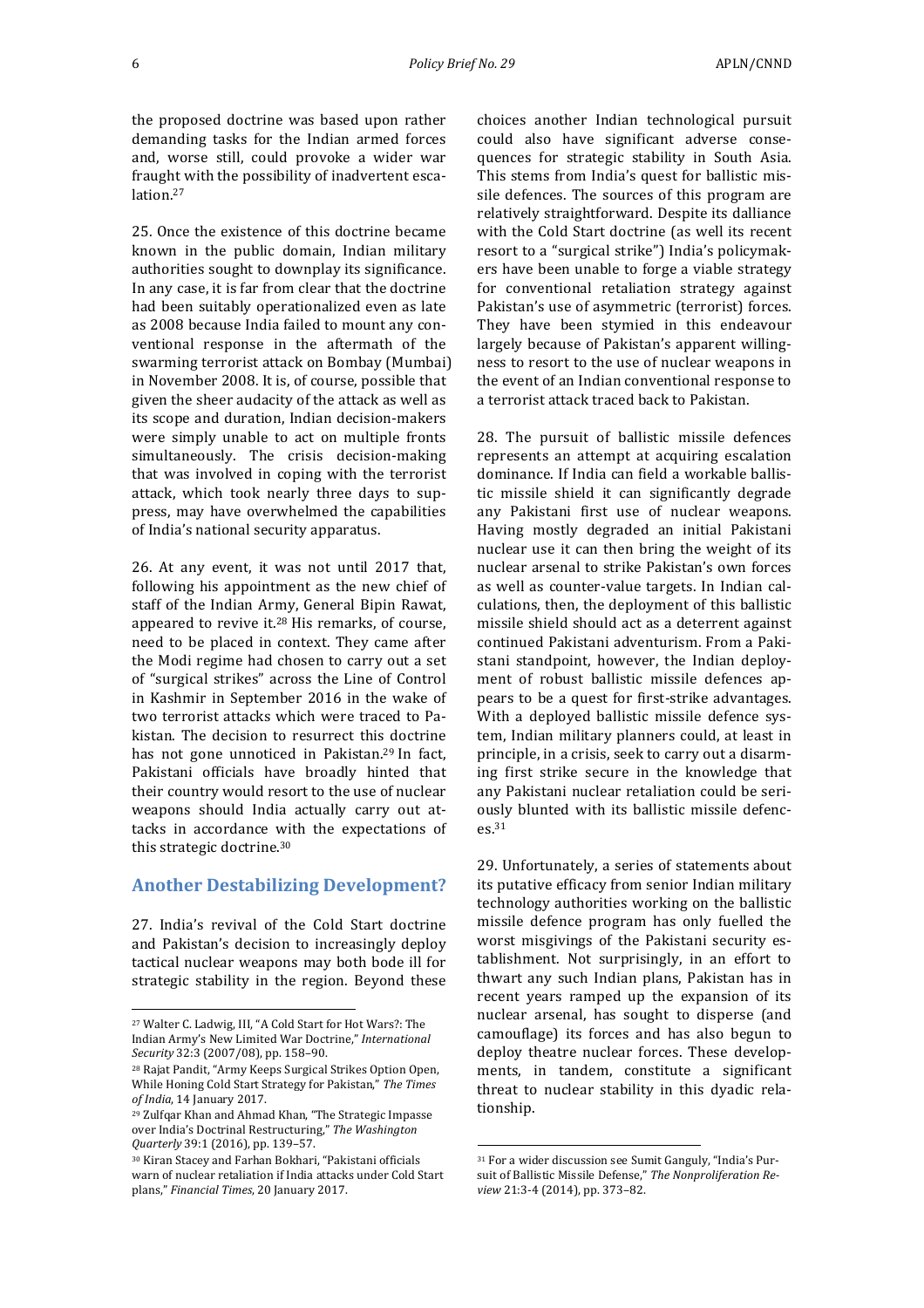the proposed doctrine was based upon rather demanding tasks for the Indian armed forces and, worse still, could provoke a wider war fraught with the possibility of inadvertent escalation.[27]

25. Once the existence of this doctrine became known in the public domain, Indian military authorities sought to downplay its significance. In any case, it is far from clear that the doctrine had been suitably operationalized even as late as 2008 because India failed to mount any conventional response in the aftermath of the swarming terrorist attack on Bombay (Mumbai) in November 2008. It is, of course, possible that given the sheer audacity of the attack as well as its scope and duration, Indian decision-makers were simply unable to act on multiple fronts simultaneously. The crisis decision-making that was involved in coping with the terrorist attack, which took nearly three days to suppress, may have overwhelmed the capabilities of India's national security apparatus.

26. At any event, it was not until 2017 that, following his appointment as the new chief of staff of the Indian Army, General Bipin Rawat, appeared to revive it.[28] His remarks, of course, need to be placed in context. They came after the Modi regime had chosen to carry out a set of "surgical strikes" across the Line of Control in Kashmir in September 2016 in the wake of two terrorist attacks which were traced to Pakistan. The decision to resurrect this doctrine has not gone unnoticed in Pakistan.[29] In fact, Pakistani officials have broadly hinted that their country would resort to the use of nuclear weapons should India actually carry out attacks in accordance with the expectations of this strategic doctrine.[30]

## Another Destabilizing Development?

27. India's revival of the Cold Start doctrine and Pakistan's decision to increasingly deploy tactical nuclear weapons may both bode ill for strategic stability in the region. Beyond these choices another Indian technological pursuit could also have significant adverse consequences for strategic stability in South Asia. This stems from India's quest for ballistic missile defences. The sources of this program are relatively straightforward. Despite its dalliance with the Cold Start doctrine (as well its recent resort to a "surgical strike") India's policymakers have been unable to forge a viable strategy for conventional retaliation strategy against Pakistan's use of asymmetric (terrorist) forces. They have been stymied in this endeavour largely because of Pakistan's apparent willingness to resort to the use of nuclear weapons in the event of an Indian conventional response to a terrorist attack traced back to Pakistan.

28. The pursuit of ballistic missile defences represents an attempt at acquiring escalation dominance. If India can field a workable ballistic missile shield it can significantly degrade any Pakistani first use of nuclear weapons. Having mostly degraded an initial Pakistani nuclear use it can then bring the weight of its nuclear arsenal to strike Pakistan's own forces as well as counter-value targets. In Indian calculations, then, the deployment of this ballistic missile shield should act as a deterrent against continued Pakistani adventurism. From a Pakistani standpoint, however, the Indian deployment of robust ballistic missile defences appears to be a quest for first-strike advantages. With a deployed ballistic missile defence system, Indian military planners could, at least in principle, in a crisis, seek to carry out a disarming first strike secure in the knowledge that any Pakistani nuclear retaliation could be seriously blunted with its ballistic missile defences.[31]

29. Unfortunately, a series of statements about its putative efficacy from senior Indian military technology authorities working on the ballistic missile defence program has only fuelled the worst misgivings of the Pakistani security establishment. Not surprisingly, in an effort to thwart any such Indian plans, Pakistan has in recent years ramped up the expansion of its nuclear arsenal, has sought to disperse (and camouflage) its forces and has also begun to deploy theatre nuclear forces. These developments, in tandem, constitute a significant threat to nuclear stability in this dyadic relationship.

---

[27] Walter C. Ladwig, III, "A Cold Start for Hot Wars?: The Indian Army's New Limited War Doctrine," *International Security* 32:3 (2007/08), pp. 158–90.

[28] Rajat Pandit, "Army Keeps Surgical Strikes Option Open, While Honing Cold Start Strategy for Pakistan," *The Times of India*, 14 January 2017.

[29] Zulfqar Khan and Ahmad Khan, "The Strategic Impasse over India's Doctrinal Restructuring," *The Washington Quarterly* 39:1 (2016), pp. 139–57.

[30] Kiran Stacey and Farhan Bokhari, "Pakistani officials warn of nuclear retaliation if India attacks under Cold Start plans," *Financial Times*, 20 January 2017.

[31] For a wider discussion see Sumit Ganguly, "India's Pursuit of Ballistic Missile Defense," *The Nonproliferation Review* 21:3-4 (2014), pp. 373–82.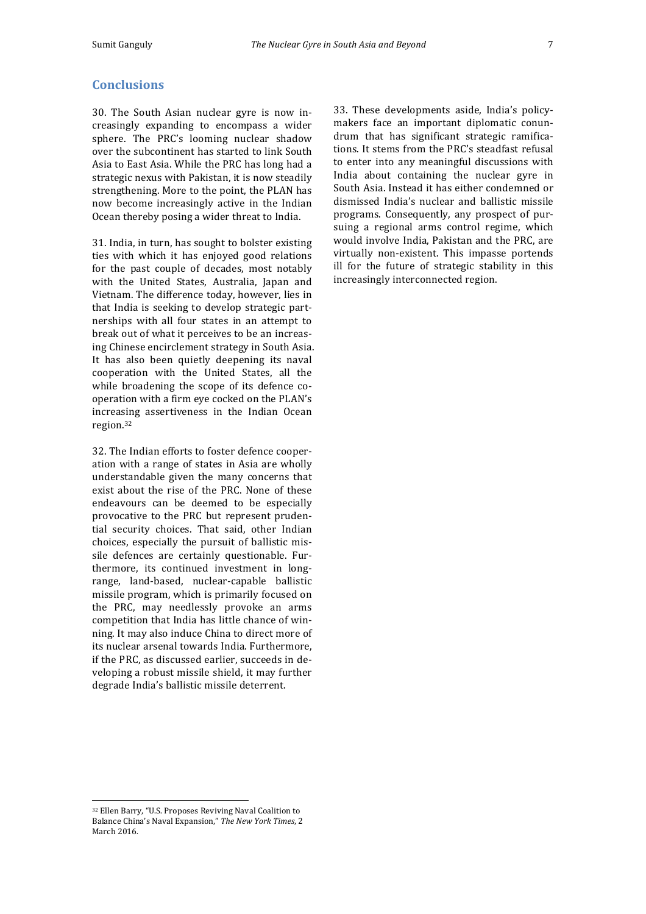## Conclusions

30. The South Asian nuclear gyre is now increasingly expanding to encompass a wider sphere. The PRC's looming nuclear shadow over the subcontinent has started to link South Asia to East Asia. While the PRC has long had a strategic nexus with Pakistan, it is now steadily strengthening. More to the point, the PLAN has now become increasingly active in the Indian Ocean thereby posing a wider threat to India.

31. India, in turn, has sought to bolster existing ties with which it has enjoyed good relations for the past couple of decades, most notably with the United States, Australia, Japan and Vietnam. The difference today, however, lies in that India is seeking to develop strategic partnerships with all four states in an attempt to break out of what it perceives to be an increasing Chinese encirclement strategy in South Asia. It has also been quietly deepening its naval cooperation with the United States, all the while broadening the scope of its defence cooperation with a firm eye cocked on the PLAN's increasing assertiveness in the Indian Ocean region.[32]

32. The Indian efforts to foster defence cooperation with a range of states in Asia are wholly understandable given the many concerns that exist about the rise of the PRC. None of these endeavours can be deemed to be especially provocative to the PRC but represent prudential security choices. That said, other Indian choices, especially the pursuit of ballistic missile defences are certainly questionable. Furthermore, its continued investment in long-range, land-based, nuclear-capable ballistic missile program, which is primarily focused on the PRC, may needlessly provoke an arms competition that India has little chance of winning. It may also induce China to direct more of its nuclear arsenal towards India. Furthermore, if the PRC, as discussed earlier, succeeds in developing a robust missile shield, it may further degrade India's ballistic missile deterrent.

33. These developments aside, India's policymakers face an important diplomatic conundrum that has significant strategic ramifications. It stems from the PRC's steadfast refusal to enter into any meaningful discussions with India about containing the nuclear gyre in South Asia. Instead it has either condemned or dismissed India's nuclear and ballistic missile programs. Consequently, any prospect of pursuing a regional arms control regime, which would involve India, Pakistan and the PRC, are virtually non-existent. This impasse portends ill for the future of strategic stability in this increasingly interconnected region.

---

[32] Ellen Barry, "U.S. Proposes Reviving Naval Coalition to Balance China's Naval Expansion," *The New York Times*, 2 March 2016.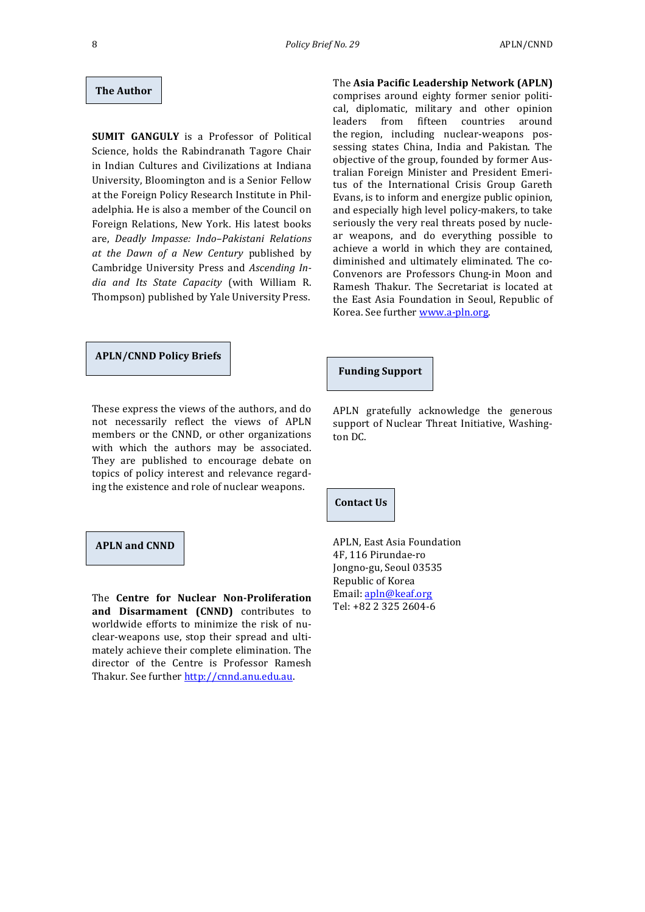## The Author

**SUMIT GANGULY** is a Professor of Political Science, holds the Rabindranath Tagore Chair in Indian Cultures and Civilizations at Indiana University, Bloomington and is a Senior Fellow at the Foreign Policy Research Institute in Philadelphia. He is also a member of the Council on Foreign Relations, New York. His latest books are, *Deadly Impasse: Indo–Pakistani Relations at the Dawn of a New Century* published by Cambridge University Press and *Ascending India and Its State Capacity* (with William R. Thompson) published by Yale University Press.

## APLN/CNND Policy Briefs

These express the views of the authors, and do not necessarily reflect the views of APLN members or the CNND, or other organizations with which the authors may be associated. They are published to encourage debate on topics of policy interest and relevance regarding the existence and role of nuclear weapons.

## APLN and CNND

The **Centre for Nuclear Non-Proliferation and Disarmament (CNND)** contributes to worldwide efforts to minimize the risk of nuclear-weapons use, stop their spread and ultimately achieve their complete elimination. The director of the Centre is Professor Ramesh Thakur. See further http://cnnd.anu.edu.au.

The **Asia Pacific Leadership Network (APLN)** comprises around eighty former senior political, diplomatic, military and other opinion leaders from fifteen countries around the region, including nuclear-weapons possessing states China, India and Pakistan. The objective of the group, founded by former Australian Foreign Minister and President Emeritus of the International Crisis Group Gareth Evans, is to inform and energize public opinion, and especially high level policy-makers, to take seriously the very real threats posed by nuclear weapons, and do everything possible to achieve a world in which they are contained, diminished and ultimately eliminated. The co-Convenors are Professors Chung-in Moon and Ramesh Thakur. The Secretariat is located at the East Asia Foundation in Seoul, Republic of Korea. See further www.a-pln.org.

## Funding Support

APLN gratefully acknowledge the generous support of Nuclear Threat Initiative, Washington DC.

## Contact Us

APLN, East Asia Foundation
4F, 116 Pirundae-ro
Jongno-gu, Seoul 03535
Republic of Korea
Email: apln@keaf.org
Tel: +82 2 325 2604-6